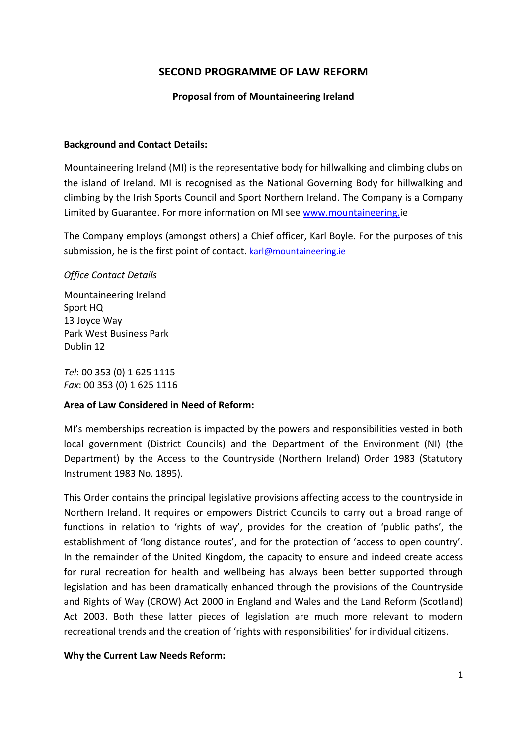# SECOND PROGRAMME OF LAW REFORM

**Proposal from of Mountaineering Ireland**

**Background and Contact Details:**

Mountaineering Ireland (MI) is the representative body for hillwalking and climbing clubs on the island of Ireland. MI is recognised as the National Governing Body for hillwalking and climbing by the Irish Sports Council and Sport Northern Ireland. The Company is a Company Limited by Guarantee. For more information on MI see www.mountaineering.ie

The Company employs (amongst others) a Chief officer, Karl Boyle. For the purposes of this submission, he is the first point of contact. karl@mountaineering.ie

*Office Contact Details*

Mountaineering Ireland
Sport HQ
13 Joyce Way
Park West Business Park
Dublin 12

*Tel*: 00 353 (0) 1 625 1115
*Fax*: 00 353 (0) 1 625 1116

**Area of Law Considered in Need of Reform:**

MI's memberships recreation is impacted by the powers and responsibilities vested in both local government (District Councils) and the Department of the Environment (NI) (the Department) by the Access to the Countryside (Northern Ireland) Order 1983 (Statutory Instrument 1983 No. 1895).

This Order contains the principal legislative provisions affecting access to the countryside in Northern Ireland. It requires or empowers District Councils to carry out a broad range of functions in relation to 'rights of way', provides for the creation of 'public paths', the establishment of 'long distance routes', and for the protection of 'access to open country'. In the remainder of the United Kingdom, the capacity to ensure and indeed create access for rural recreation for health and wellbeing has always been better supported through legislation and has been dramatically enhanced through the provisions of the Countryside and Rights of Way (CROW) Act 2000 in England and Wales and the Land Reform (Scotland) Act 2003. Both these latter pieces of legislation are much more relevant to modern recreational trends and the creation of 'rights with responsibilities' for individual citizens.

**Why the Current Law Needs Reform:**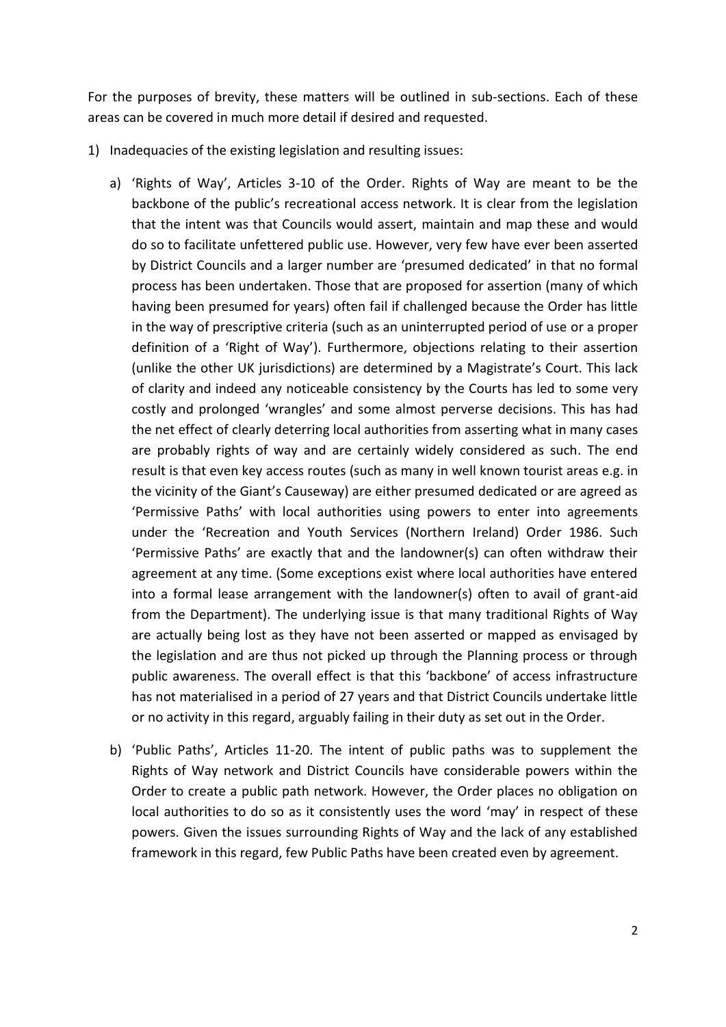For the purposes of brevity, these matters will be outlined in sub-sections. Each of these areas can be covered in much more detail if desired and requested.

1) Inadequacies of the existing legislation and resulting issues:

   a) 'Rights of Way', Articles 3-10 of the Order. Rights of Way are meant to be the backbone of the public's recreational access network. It is clear from the legislation that the intent was that Councils would assert, maintain and map these and would do so to facilitate unfettered public use. However, very few have ever been asserted by District Councils and a larger number are 'presumed dedicated' in that no formal process has been undertaken. Those that are proposed for assertion (many of which having been presumed for years) often fail if challenged because the Order has little in the way of prescriptive criteria (such as an uninterrupted period of use or a proper definition of a 'Right of Way'). Furthermore, objections relating to their assertion (unlike the other UK jurisdictions) are determined by a Magistrate's Court. This lack of clarity and indeed any noticeable consistency by the Courts has led to some very costly and prolonged 'wrangles' and some almost perverse decisions. This has had the net effect of clearly deterring local authorities from asserting what in many cases are probably rights of way and are certainly widely considered as such. The end result is that even key access routes (such as many in well known tourist areas e.g. in the vicinity of the Giant's Causeway) are either presumed dedicated or are agreed as 'Permissive Paths' with local authorities using powers to enter into agreements under the 'Recreation and Youth Services (Northern Ireland) Order 1986. Such 'Permissive Paths' are exactly that and the landowner(s) can often withdraw their agreement at any time. (Some exceptions exist where local authorities have entered into a formal lease arrangement with the landowner(s) often to avail of grant-aid from the Department). The underlying issue is that many traditional Rights of Way are actually being lost as they have not been asserted or mapped as envisaged by the legislation and are thus not picked up through the Planning process or through public awareness. The overall effect is that this 'backbone' of access infrastructure has not materialised in a period of 27 years and that District Councils undertake little or no activity in this regard, arguably failing in their duty as set out in the Order.

   b) 'Public Paths', Articles 11-20. The intent of public paths was to supplement the Rights of Way network and District Councils have considerable powers within the Order to create a public path network. However, the Order places no obligation on local authorities to do so as it consistently uses the word 'may' in respect of these powers. Given the issues surrounding Rights of Way and the lack of any established framework in this regard, few Public Paths have been created even by agreement.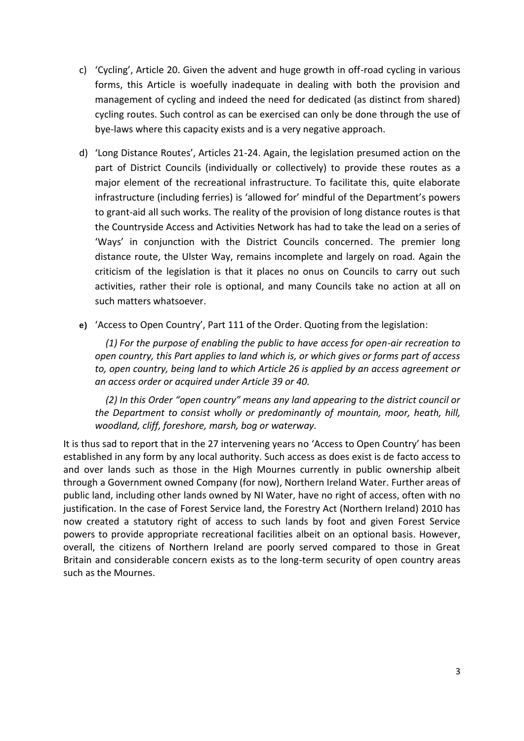c) 'Cycling', Article 20. Given the advent and huge growth in off-road cycling in various forms, this Article is woefully inadequate in dealing with both the provision and management of cycling and indeed the need for dedicated (as distinct from shared) cycling routes. Such control as can be exercised can only be done through the use of bye-laws where this capacity exists and is a very negative approach.

d) 'Long Distance Routes', Articles 21-24. Again, the legislation presumed action on the part of District Councils (individually or collectively) to provide these routes as a major element of the recreational infrastructure. To facilitate this, quite elaborate infrastructure (including ferries) is 'allowed for' mindful of the Department's powers to grant-aid all such works. The reality of the provision of long distance routes is that the Countryside Access and Activities Network has had to take the lead on a series of 'Ways' in conjunction with the District Councils concerned. The premier long distance route, the Ulster Way, remains incomplete and largely on road. Again the criticism of the legislation is that it places no onus on Councils to carry out such activities, rather their role is optional, and many Councils take no action at all on such matters whatsoever.

**e)** 'Access to Open Country', Part 111 of the Order. Quoting from the legislation:

*(1) For the purpose of enabling the public to have access for open-air recreation to open country, this Part applies to land which is, or which gives or forms part of access to, open country, being land to which Article 26 is applied by an access agreement or an access order or acquired under Article 39 or 40.*

*(2) In this Order "open country" means any land appearing to the district council or the Department to consist wholly or predominantly of mountain, moor, heath, hill, woodland, cliff, foreshore, marsh, bog or waterway.*

It is thus sad to report that in the 27 intervening years no 'Access to Open Country' has been established in any form by any local authority. Such access as does exist is de facto access to and over lands such as those in the High Mournes currently in public ownership albeit through a Government owned Company (for now), Northern Ireland Water. Further areas of public land, including other lands owned by NI Water, have no right of access, often with no justification. In the case of Forest Service land, the Forestry Act (Northern Ireland) 2010 has now created a statutory right of access to such lands by foot and given Forest Service powers to provide appropriate recreational facilities albeit on an optional basis. However, overall, the citizens of Northern Ireland are poorly served compared to those in Great Britain and considerable concern exists as to the long-term security of open country areas such as the Mournes.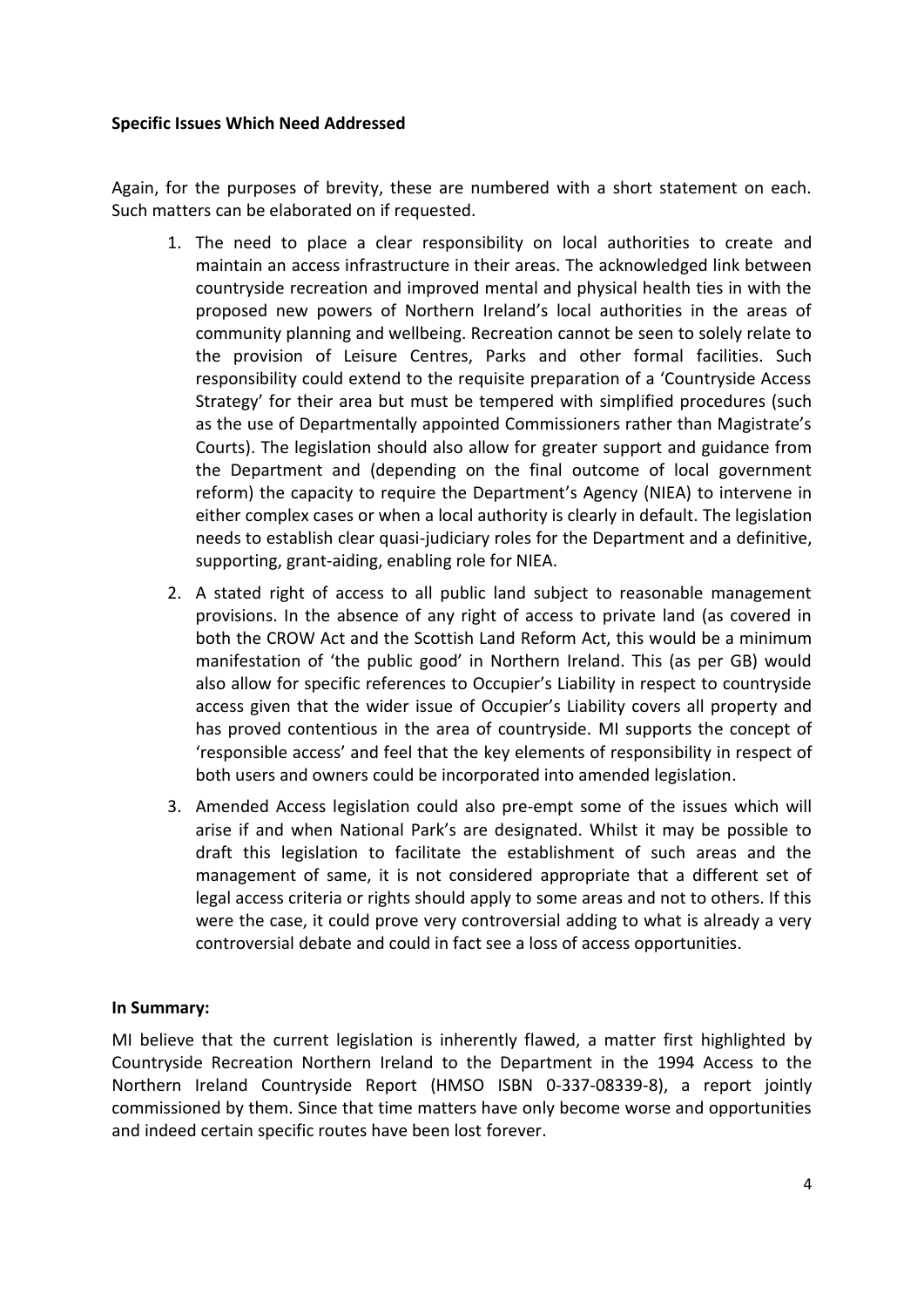**Specific Issues Which Need Addressed**

Again, for the purposes of brevity, these are numbered with a short statement on each. Such matters can be elaborated on if requested.

1. The need to place a clear responsibility on local authorities to create and maintain an access infrastructure in their areas. The acknowledged link between countryside recreation and improved mental and physical health ties in with the proposed new powers of Northern Ireland's local authorities in the areas of community planning and wellbeing. Recreation cannot be seen to solely relate to the provision of Leisure Centres, Parks and other formal facilities. Such responsibility could extend to the requisite preparation of a 'Countryside Access Strategy' for their area but must be tempered with simplified procedures (such as the use of Departmentally appointed Commissioners rather than Magistrate's Courts). The legislation should also allow for greater support and guidance from the Department and (depending on the final outcome of local government reform) the capacity to require the Department's Agency (NIEA) to intervene in either complex cases or when a local authority is clearly in default. The legislation needs to establish clear quasi-judiciary roles for the Department and a definitive, supporting, grant-aiding, enabling role for NIEA.

2. A stated right of access to all public land subject to reasonable management provisions. In the absence of any right of access to private land (as covered in both the CROW Act and the Scottish Land Reform Act, this would be a minimum manifestation of 'the public good' in Northern Ireland. This (as per GB) would also allow for specific references to Occupier's Liability in respect to countryside access given that the wider issue of Occupier's Liability covers all property and has proved contentious in the area of countryside. MI supports the concept of 'responsible access' and feel that the key elements of responsibility in respect of both users and owners could be incorporated into amended legislation.

3. Amended Access legislation could also pre-empt some of the issues which will arise if and when National Park's are designated. Whilst it may be possible to draft this legislation to facilitate the establishment of such areas and the management of same, it is not considered appropriate that a different set of legal access criteria or rights should apply to some areas and not to others. If this were the case, it could prove very controversial adding to what is already a very controversial debate and could in fact see a loss of access opportunities.

**In Summary:**

MI believe that the current legislation is inherently flawed, a matter first highlighted by Countryside Recreation Northern Ireland to the Department in the 1994 Access to the Northern Ireland Countryside Report (HMSO ISBN 0-337-08339-8), a report jointly commissioned by them. Since that time matters have only become worse and opportunities and indeed certain specific routes have been lost forever.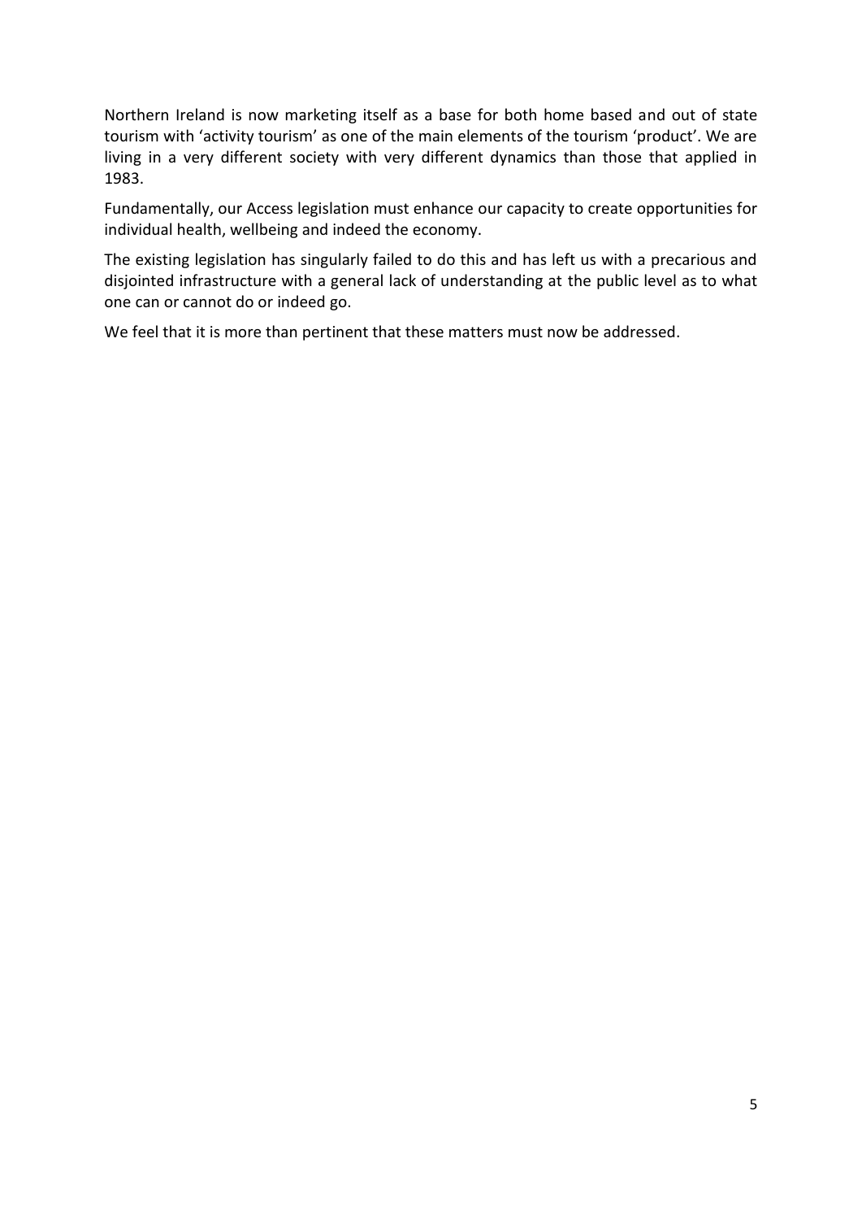Northern Ireland is now marketing itself as a base for both home based and out of state tourism with 'activity tourism' as one of the main elements of the tourism 'product'. We are living in a very different society with very different dynamics than those that applied in 1983.

Fundamentally, our Access legislation must enhance our capacity to create opportunities for individual health, wellbeing and indeed the economy.

The existing legislation has singularly failed to do this and has left us with a precarious and disjointed infrastructure with a general lack of understanding at the public level as to what one can or cannot do or indeed go.

We feel that it is more than pertinent that these matters must now be addressed.